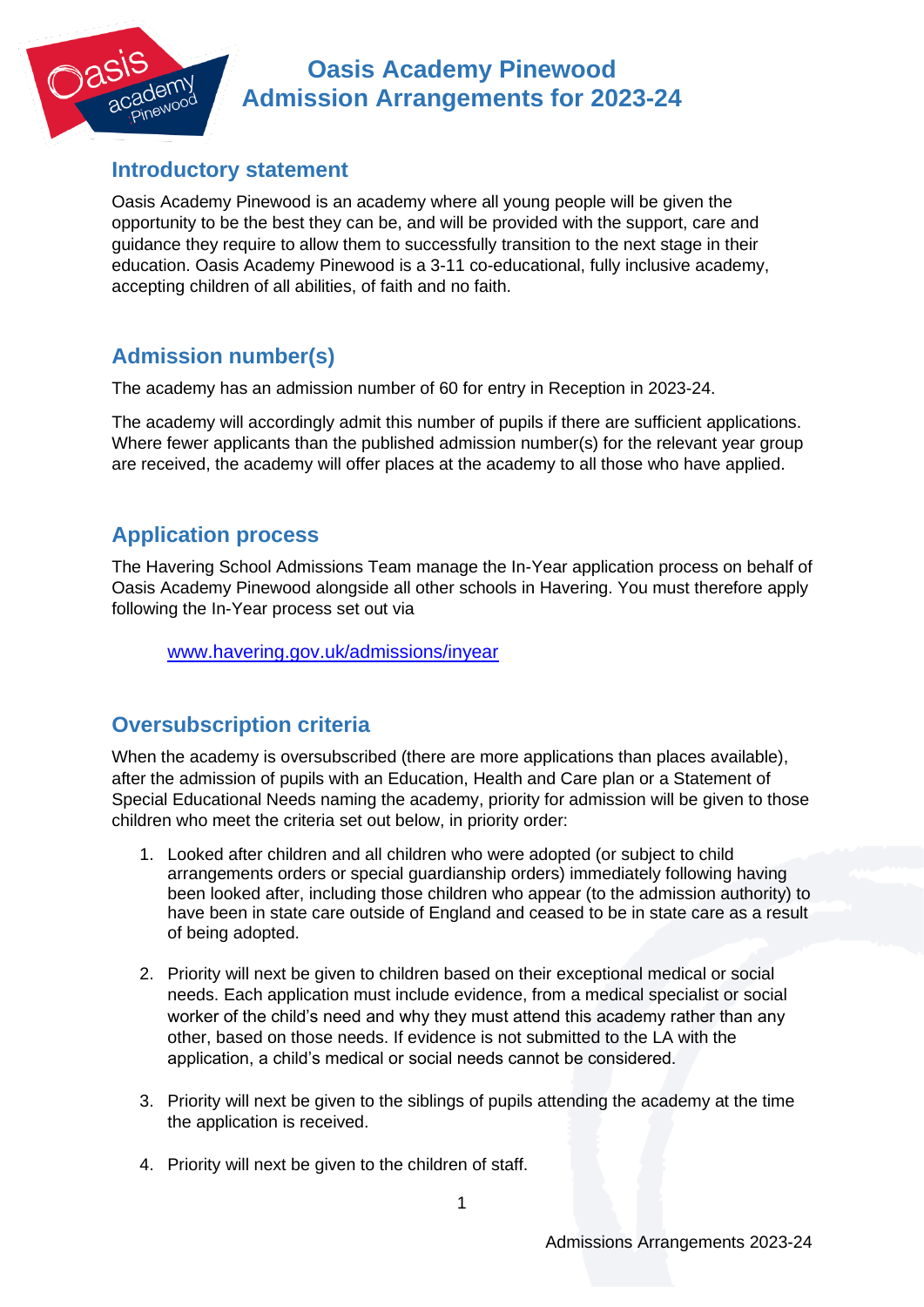# Oasis Academy Pinewood
# Admission Arrangements for 2023-24

## Introductory statement

Oasis Academy Pinewood is an academy where all young people will be given the opportunity to be the best they can be, and will be provided with the support, care and guidance they require to allow them to successfully transition to the next stage in their education. Oasis Academy Pinewood is a 3-11 co-educational, fully inclusive academy, accepting children of all abilities, of faith and no faith.

## Admission number(s)

The academy has an admission number of 60 for entry in Reception in 2023-24.

The academy will accordingly admit this number of pupils if there are sufficient applications. Where fewer applicants than the published admission number(s) for the relevant year group are received, the academy will offer places at the academy to all those who have applied.

## Application process

The Havering School Admissions Team manage the In-Year application process on behalf of Oasis Academy Pinewood alongside all other schools in Havering. You must therefore apply following the In-Year process set out via

www.havering.gov.uk/admissions/inyear

## Oversubscription criteria

When the academy is oversubscribed (there are more applications than places available), after the admission of pupils with an Education, Health and Care plan or a Statement of Special Educational Needs naming the academy, priority for admission will be given to those children who meet the criteria set out below, in priority order:

1. Looked after children and all children who were adopted (or subject to child arrangements orders or special guardianship orders) immediately following having been looked after, including those children who appear (to the admission authority) to have been in state care outside of England and ceased to be in state care as a result of being adopted.

2. Priority will next be given to children based on their exceptional medical or social needs. Each application must include evidence, from a medical specialist or social worker of the child's need and why they must attend this academy rather than any other, based on those needs. If evidence is not submitted to the LA with the application, a child's medical or social needs cannot be considered.

3. Priority will next be given to the siblings of pupils attending the academy at the time the application is received.

4. Priority will next be given to the children of staff.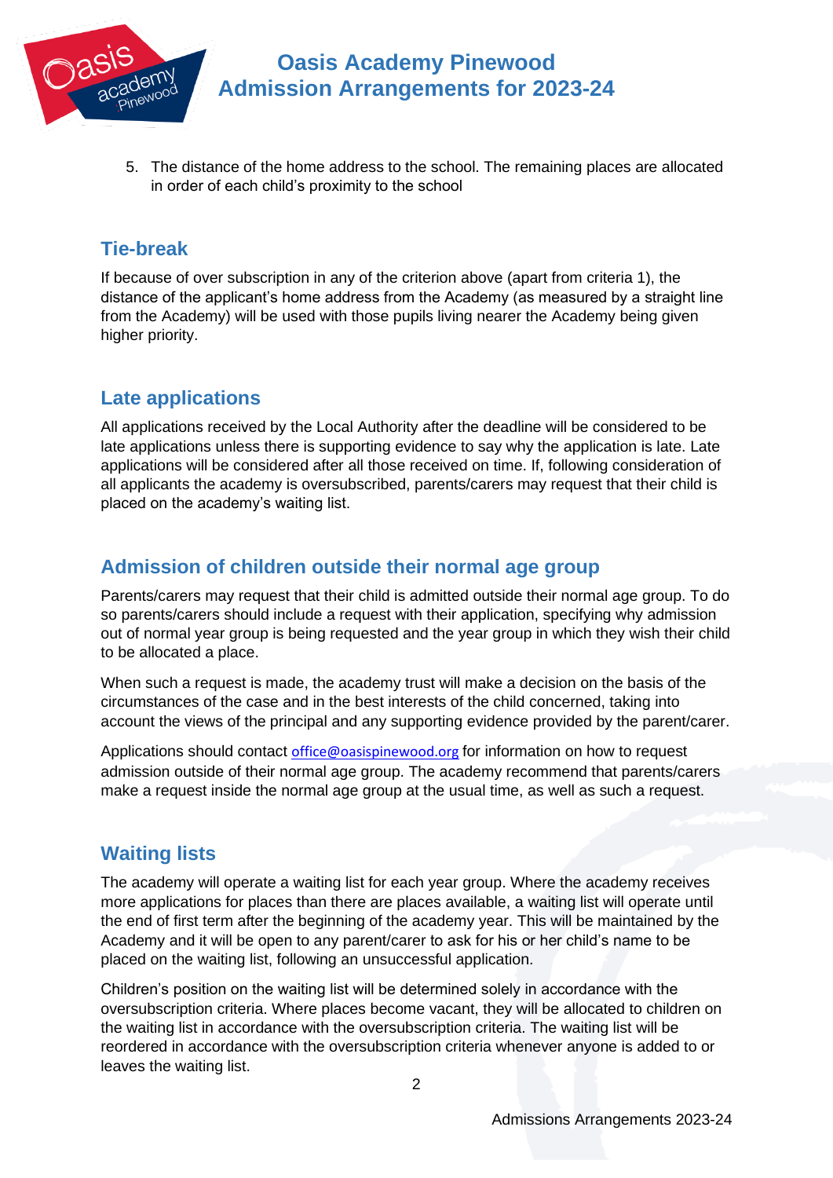5. The distance of the home address to the school. The remaining places are allocated in order of each child's proximity to the school

## Tie-break

If because of over subscription in any of the criterion above (apart from criteria 1), the distance of the applicant's home address from the Academy (as measured by a straight line from the Academy) will be used with those pupils living nearer the Academy being given higher priority.

## Late applications

All applications received by the Local Authority after the deadline will be considered to be late applications unless there is supporting evidence to say why the application is late. Late applications will be considered after all those received on time. If, following consideration of all applicants the academy is oversubscribed, parents/carers may request that their child is placed on the academy's waiting list.

## Admission of children outside their normal age group

Parents/carers may request that their child is admitted outside their normal age group. To do so parents/carers should include a request with their application, specifying why admission out of normal year group is being requested and the year group in which they wish their child to be allocated a place.

When such a request is made, the academy trust will make a decision on the basis of the circumstances of the case and in the best interests of the child concerned, taking into account the views of the principal and any supporting evidence provided by the parent/carer.

Applications should contact office@oasispinewood.org for information on how to request admission outside of their normal age group. The academy recommend that parents/carers make a request inside the normal age group at the usual time, as well as such a request.

## Waiting lists

The academy will operate a waiting list for each year group. Where the academy receives more applications for places than there are places available, a waiting list will operate until the end of first term after the beginning of the academy year. This will be maintained by the Academy and it will be open to any parent/carer to ask for his or her child's name to be placed on the waiting list, following an unsuccessful application.

Children's position on the waiting list will be determined solely in accordance with the oversubscription criteria. Where places become vacant, they will be allocated to children on the waiting list in accordance with the oversubscription criteria. The waiting list will be reordered in accordance with the oversubscription criteria whenever anyone is added to or leaves the waiting list.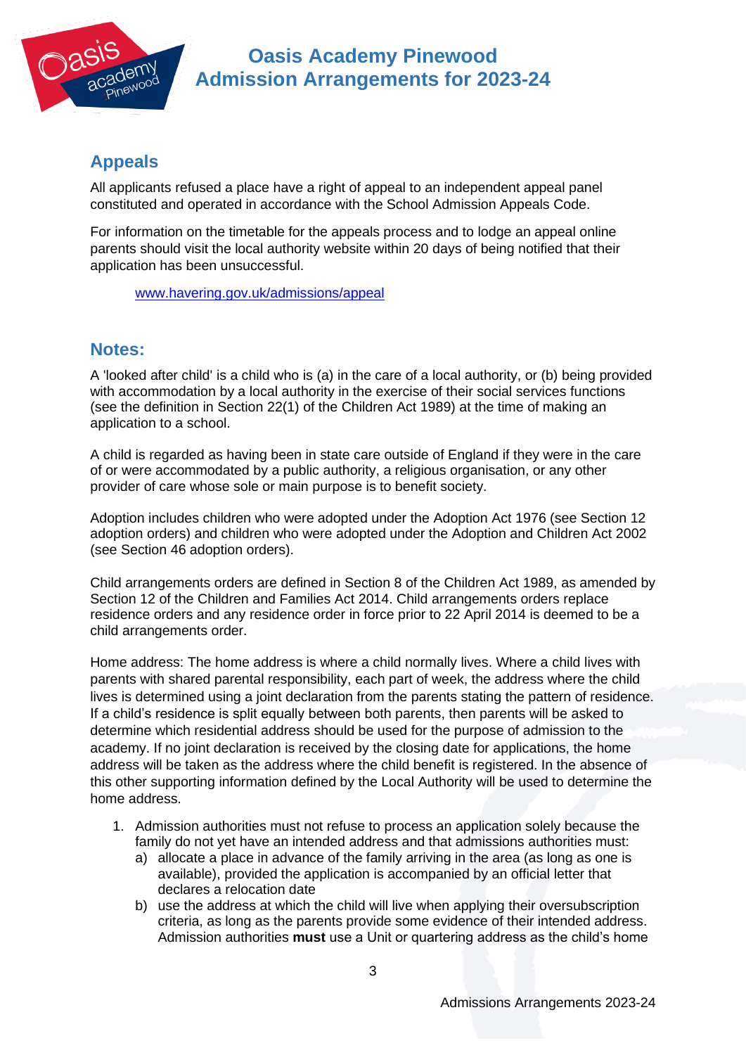## Appeals

All applicants refused a place have a right of appeal to an independent appeal panel constituted and operated in accordance with the School Admission Appeals Code.

For information on the timetable for the appeals process and to lodge an appeal online parents should visit the local authority website within 20 days of being notified that their application has been unsuccessful.

www.havering.gov.uk/admissions/appeal

## Notes:

A 'looked after child' is a child who is (a) in the care of a local authority, or (b) being provided with accommodation by a local authority in the exercise of their social services functions (see the definition in Section 22(1) of the Children Act 1989) at the time of making an application to a school.

A child is regarded as having been in state care outside of England if they were in the care of or were accommodated by a public authority, a religious organisation, or any other provider of care whose sole or main purpose is to benefit society.

Adoption includes children who were adopted under the Adoption Act 1976 (see Section 12 adoption orders) and children who were adopted under the Adoption and Children Act 2002 (see Section 46 adoption orders).

Child arrangements orders are defined in Section 8 of the Children Act 1989, as amended by Section 12 of the Children and Families Act 2014. Child arrangements orders replace residence orders and any residence order in force prior to 22 April 2014 is deemed to be a child arrangements order.

Home address: The home address is where a child normally lives. Where a child lives with parents with shared parental responsibility, each part of week, the address where the child lives is determined using a joint declaration from the parents stating the pattern of residence. If a child's residence is split equally between both parents, then parents will be asked to determine which residential address should be used for the purpose of admission to the academy. If no joint declaration is received by the closing date for applications, the home address will be taken as the address where the child benefit is registered. In the absence of this other supporting information defined by the Local Authority will be used to determine the home address.

1. Admission authorities must not refuse to process an application solely because the family do not yet have an intended address and that admissions authorities must:
   a) allocate a place in advance of the family arriving in the area (as long as one is available), provided the application is accompanied by an official letter that declares a relocation date
   b) use the address at which the child will live when applying their oversubscription criteria, as long as the parents provide some evidence of their intended address. Admission authorities **must** use a Unit or quartering address as the child's home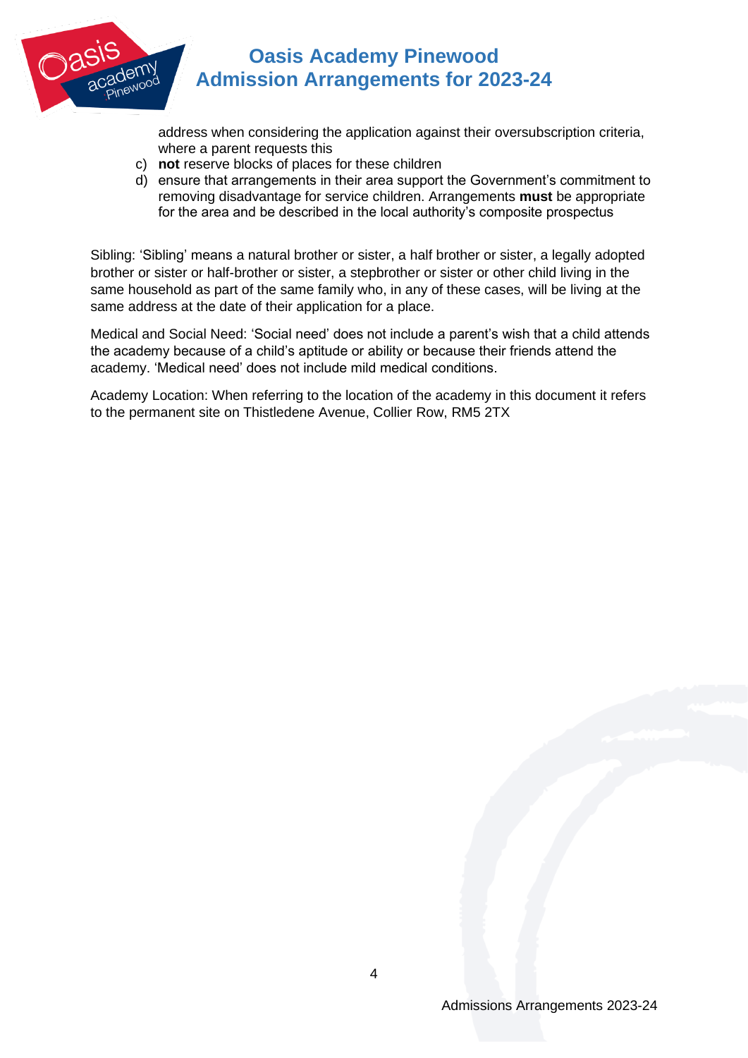address when considering the application against their oversubscription criteria, where a parent requests this

c) **not** reserve blocks of places for these children
d) ensure that arrangements in their area support the Government's commitment to removing disadvantage for service children. Arrangements **must** be appropriate for the area and be described in the local authority's composite prospectus

Sibling: 'Sibling' means a natural brother or sister, a half brother or sister, a legally adopted brother or sister or half-brother or sister, a stepbrother or sister or other child living in the same household as part of the same family who, in any of these cases, will be living at the same address at the date of their application for a place.

Medical and Social Need: 'Social need' does not include a parent's wish that a child attends the academy because of a child's aptitude or ability or because their friends attend the academy. 'Medical need' does not include mild medical conditions.

Academy Location: When referring to the location of the academy in this document it refers to the permanent site on Thistledene Avenue, Collier Row, RM5 2TX